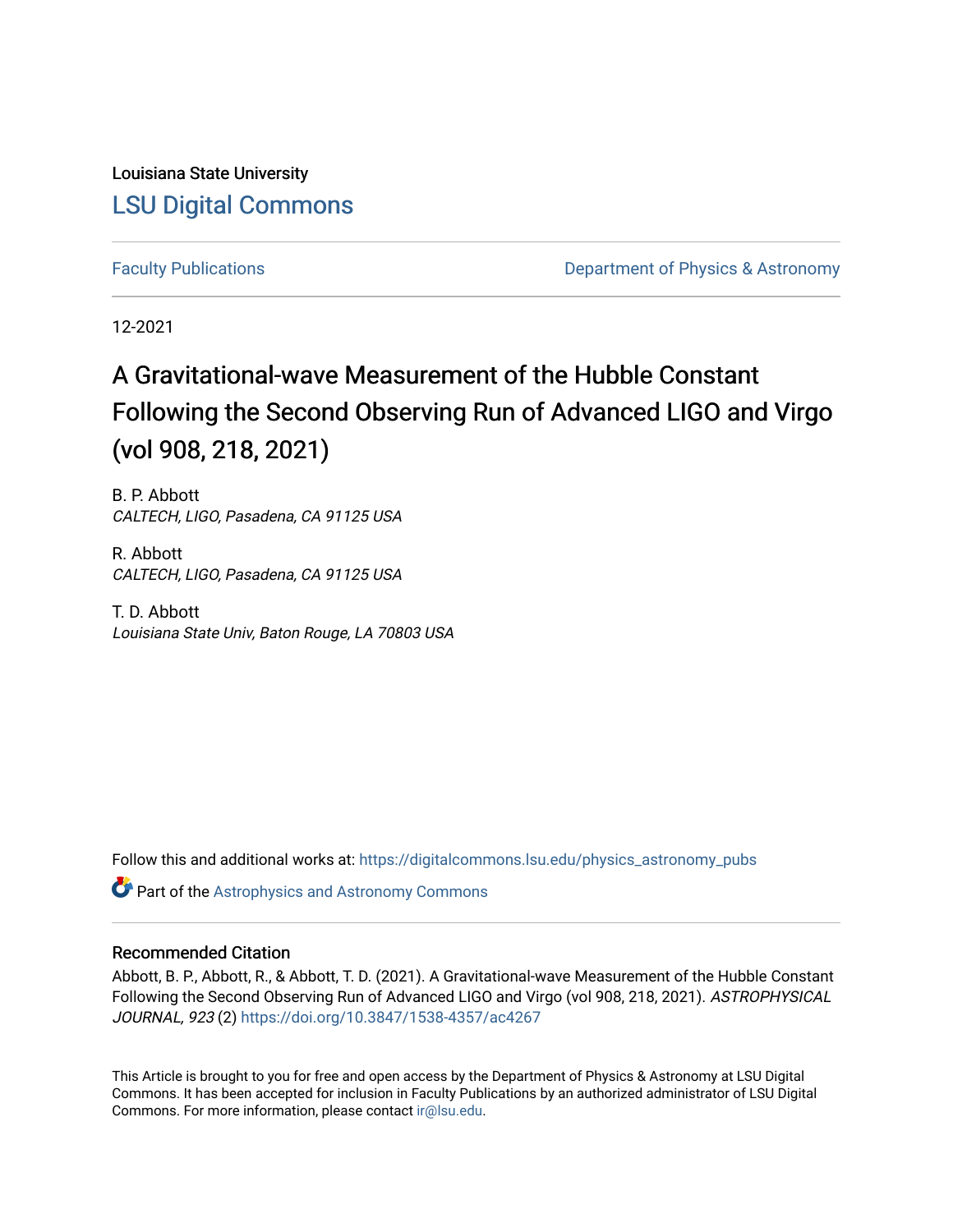Louisiana State University

# LSU Digital Commons

Faculty Publications

Department of Physics & Astronomy

12-2021

# A Gravitational-wave Measurement of the Hubble Constant Following the Second Observing Run of Advanced LIGO and Virgo (vol 908, 218, 2021)

B. P. Abbott
*CALTECH, LIGO, Pasadena, CA 91125 USA*

R. Abbott
*CALTECH, LIGO, Pasadena, CA 91125 USA*

T. D. Abbott
*Louisiana State Univ, Baton Rouge, LA 70803 USA*

Follow this and additional works at: https://digitalcommons.lsu.edu/physics_astronomy_pubs

Part of the Astrophysics and Astronomy Commons

## Recommended Citation

Abbott, B. P., Abbott, R., & Abbott, T. D. (2021). A Gravitational-wave Measurement of the Hubble Constant Following the Second Observing Run of Advanced LIGO and Virgo (vol 908, 218, 2021). *ASTROPHYSICAL JOURNAL, 923* (2) https://doi.org/10.3847/1538-4357/ac4267

This Article is brought to you for free and open access by the Department of Physics & Astronomy at LSU Digital Commons. It has been accepted for inclusion in Faculty Publications by an authorized administrator of LSU Digital Commons. For more information, please contact ir@lsu.edu.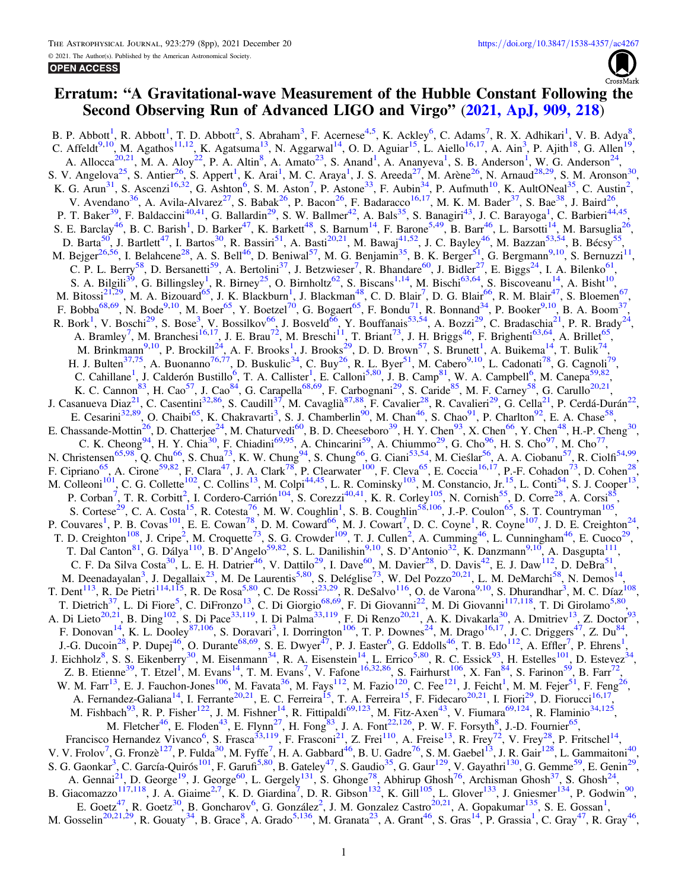# Erratum: "A Gravitational-wave Measurement of the Hubble Constant Following the Second Observing Run of Advanced LIGO and Virgo" (2021, ApJ, 909, 218)

B. P. Abbott[1], R. Abbott[1], T. D. Abbott[2], S. Abraham[3], F. Acernese[4,5], K. Ackley[6], C. Adams[7], R. X. Adhikari[1], V. B. Adya[8], C. Affeldt[9,10], M. Agathos[11,12], K. Agatsuma[13], N. Aggarwal[14], O. D. Aguiar[15], L. Aiello[16,17], A. Ain[3], P. Ajith[18], G. Allen[19], A. Allocca[20,21], M. A. Aloy[22], P. A. Altin[8], A. Amato[23], S. Anand[1], A. Ananyeva[1], S. B. Anderson[1], W. G. Anderson[24], S. V. Angelova[25], S. Antier[26], S. Appert[1], K. Arai[1], M. C. Araya[1], J. S. Areeda[27], M. Arène[26], N. Arnaud[28,29], S. M. Aronson[30], K. G. Arun[31], S. Ascenzi[16,32], G. Ashton[6], S. M. Aston[7], P. Astone[33], F. Aubin[34], P. Aufmuth[10], K. AultONeal[35], C. Austin[2], V. Avendano[36], A. Avila-Alvarez[27], S. Babak[26], P. Bacon[26], F. Badaracco[16,17], M. K. M. Bader[37], S. Bae[38], J. Baird[26], P. T. Baker[39], F. Baldaccini[40,41], G. Ballardin[29], S. W. Ballmer[42], A. Bals[35], S. Banagiri[43], J. C. Barayoga[1], C. Barbieri[44,45], S. E. Barclay[46], B. C. Barish[1], D. Barker[47], K. Barkett[48], S. Barnum[14], F. Barone[5,49], B. Barr[46], L. Barsotti[14], M. Barsuglia[26], D. Barta[50], J. Bartlett[47], I. Bartos[30], R. Bassiri[51], A. Basti[20,21], M. Bawaj[41,52], J. C. Bayley[46], M. Bazzan[53,54], B. Bécsy[55], M. Bejger[26,56], I. Belahcene[28], A. S. Bell[46], D. Beniwal[57], M. G. Benjamin[35], B. K. Berger[51], G. Bergmann[9,10], S. Bernuzzi[11], C. P. L. Berry[58], D. Bersanetti[59], A. Bertolini[37], J. Betzwieser[7], R. Bhandare[60], J. Bidler[27], E. Biggs[24], I. A. Bilenko[61], S. A. Bilgili[39], G. Billingsley[1], R. Birney[25], O. Birnholtz[62], S. Biscans[1,14], M. Bischi[63,64], S. Biscoveanu[14], A. Bisht[10], M. Bitossi[21,29], M. A. Bizouard[65], J. K. Blackburn[1], J. Blackman[48], C. D. Blair[7], D. G. Blair[66], R. M. Blair[47], S. Bloemen[67], F. Bobba[68,69], N. Bode[9,10], M. Boer[65], Y. Boetzel[70], G. Bogaert[65], F. Bondu[71], R. Bonnand[34], P. Booker[9,10], B. A. Boom[37], R. Bork[1], V. Boschi[29], S. Bose[3], V. Bossilkov[66], J. Bosveld[66], Y. Bouffanais[53,54], A. Bozzi[29], C. Bradaschia[21], P. R. Brady[24], A. Bramley[7], M. Branchesi[16,17], J. E. Brau[72], M. Breschi[11], T. Briant[73], J. H. Briggs[46], F. Brighenti[63,64], A. Brillet[65], M. Brinkmann[9,10], P. Brockill[24], A. F. Brooks[1], J. Brooks[29], D. D. Brown[57], S. Brunett[1], A. Buikema[14], T. Bulik[74], H. J. Bulten[37,75], A. Buonanno[76,77], D. Buskulic[34], C. Buy[26], R. L. Byer[51], M. Cabero[9,10], L. Cadonati[78], G. Cagnoli[79], C. Cahillane[1], J. Calderón Bustillo[6], T. A. Callister[1], E. Calloni[5,80], J. B. Camp[81], W. A. Campbell[6], M. Canepa[59,82], K. C. Cannon[83], H. Cao[57], J. Cao[84], G. Carapella[68,69], F. Carbognani[29], S. Caride[85], M. F. Carney[58], G. Carullo[20,21], J. Casanueva Diaz[21], C. Casentini[32,86], S. Caudill[37], M. Cavaglià[87,88], F. Cavalier[28], R. Cavalieri[29], G. Cella[21], P. Cerdá-Durán[22], E. Cesarini[32,89], O. Chaibi[65], K. Chakravarti[3], S. J. Chamberlin[90], M. Chan[46], S. Chao[91], P. Charlton[92], E. A. Chase[58], E. Chassande-Mottin[26], D. Chatterjee[24], M. Chaturvedi[60], B. D. Cheeseboro[39], H. Y. Chen[93], X. Chen[66], Y. Chen[48], H.-P. Cheng[30], C. K. Cheong[94], H. Y. Chia[30], F. Chiadini[69,95], A. Chincarini[59], A. Chiummo[29], G. Cho[96], H. S. Cho[97], M. Cho[77], N. Christensen[65,98], Q. Chu[66], S. Chua[73], K. W. Chung[94], S. Chung[66], G. Ciani[53,54], M. Cieślar[56], A. A. Ciobanu[57], R. Ciolfi[54,99], F. Cipriano[65], A. Cirone[59,82], F. Clara[47], J. A. Clark[78], P. Clearwater[100], F. Cleva[65], E. Coccia[16,17], P.-F. Cohadon[73], D. Cohen[28], M. Colleoni[101], C. G. Collette[102], C. Collins[13], M. Colpi[44,45], L. R. Cominsky[103], M. Constancio, Jr.[15], L. Conti[54], S. J. Cooper[13], P. Corban[7], T. R. Corbitt[2], I. Cordero-Carrión[104], S. Corezzi[40,41], K. R. Corley[105], N. Cornish[55], D. Corre[28], A. Corsi[85], S. Cortese[29], C. A. Costa[15], R. Cotesta[76], M. W. Coughlin[1], S. B. Coughlin[58,106], J.-P. Coulon[65], S. T. Countryman[105], P. Couvares[1], P. B. Covas[101], E. E. Cowan[78], D. M. Coward[66], M. J. Cowart[7], D. C. Coyne[1], R. Coyne[107], J. D. E. Creighton[24], T. D. Creighton[108], J. Cripe[2], M. Croquette[73], S. G. Crowder[109], T. J. Cullen[2], A. Cumming[46], L. Cunningham[46], E. Cuoco[29], T. Dal Canton[81], G. Dálya[110], B. D'Angelo[59,82], S. L. Danilishin[9,10], S. D'Antonio[32], K. Danzmann[9,10], A. Dasgupta[111], C. F. Da Silva Costa[30], L. E. H. Datrier[46], V. Dattilo[29], I. Dave[60], M. Davier[28], D. Davis[42], E. J. Daw[112], D. DeBra[51], M. Deenadayalan[3], J. Degallaix[23], M. De Laurentis[5,80], S. Deléglise[73], W. Del Pozzo[20,21], L. M. DeMarchi[58], N. Demos[14], T. Dent[113], R. De Pietri[114,115], R. De Rosa[5,80], C. De Rossi[23,29], R. DeSalvo[116], O. de Varona[9,10], S. Dhurandhar[3], M. C. Díaz[108], T. Dietrich[37], L. Di Fiore[5], C. DiFronzo[13], C. Di Giorgio[68,69], F. Di Giovanni[22], M. Di Giovanni[117,118], T. Di Girolamo[5,80], A. Di Lieto[20,21], B. Ding[102], S. Di Pace[33,119], I. Di Palma[33,119], F. Di Renzo[20,21], A. K. Divakarla[30], A. Dmitriev[13], Z. Doctor[93], F. Donovan[14], K. L. Dooley[87,106], S. Doravari[3], I. Dorrington[106], T. P. Downes[24], M. Drago[16,17], J. C. Driggers[47], Z. Du[84], J.-G. Ducoin[28], P. Dupej[46], O. Durante[68,69], S. E. Dwyer[47], P. J. Easter[6], G. Eddolls[46], T. B. Edo[112], A. Effler[7], P. Ehrens[1], J. Eichholz[8], S. S. Eikenberry[30], M. Eisenmann[34], R. A. Eisenstein[14], L. Errico[5,80], R. C. Essick[93], H. Estelles[101], D. Estevez[34], Z. B. Etienne[39], T. Etzel[1], M. Evans[14], T. M. Evans[7], V. Fafone[16,32,86], S. Fairhurst[106], X. Fan[84], S. Farinon[59], B. Farr[72], W. M. Farr[13], E. J. Fauchon-Jones[106], M. Favata[36], M. Fays[112], M. Fazio[120], C. Fee[121], J. Feicht[1], M. M. Fejer[51], F. Feng[26], A. Fernandez-Galiana[14], I. Ferrante[20,21], E. C. Ferreira[15], T. A. Ferreira[15], F. Fidecaro[20,21], I. Fiori[29], D. Fiorucci[16,17], M. Fishbach[93], R. P. Fisher[122], J. M. Fishner[14], R. Fittipaldi[69,123], M. Fitz-Axen[43], V. Fiumara[69,124], R. Flaminio[34,125], M. Fletcher[46], E. Floden[43], E. Flynn[27], H. Fong[83], J. A. Font[22,126], P. W. F. Forsyth[8], J.-D. Fournier[65], Francisco Hernandez Vivanco[6], S. Frasca[33,119], F. Frasconi[21], Z. Frei[110], A. Freise[13], R. Frey[72], V. Frey[28], P. Fritschel[14], V. V. Frolov[7], G. Fronzè[127], P. Fulda[30], M. Fyffe[7], H. A. Gabbard[46], B. U. Gadre[76], S. M. Gaebel[13], J. R. Gair[128], L. Gammaitoni[40], S. G. Gaonkar[3], C. García-Quirós[101], F. Garufi[5,80], B. Gateley[47], S. Gaudio[35], G. Gaur[129], V. Gayathri[130], G. Gemme[59], E. Genin[29], A. Gennai[21], D. George[19], J. George[60], L. Gergely[131], S. Ghonge[78], Abhirup Ghosh[76], Archisman Ghosh[37], S. Ghosh[24], B. Giacomazzo[117,118], J. A. Giaime[2,7], K. D. Giardina[7], D. R. Gibson[132], K. Gill[105], L. Glover[133], J. Gniesmer[134], P. Godwin[90], E. Goetz[47], R. Goetz[30], B. Goncharov[6], G. González[2], J. M. Gonzalez Castro[20,21], A. Gopakumar[135], S. E. Gossan[1], M. Gosselin[20,21,29], R. Gouaty[34], B. Grace[8], A. Grado[5,136], M. Granata[23], A. Grant[46], S. Gras[14], P. Grassia[1], C. Gray[47], R. Gray[46],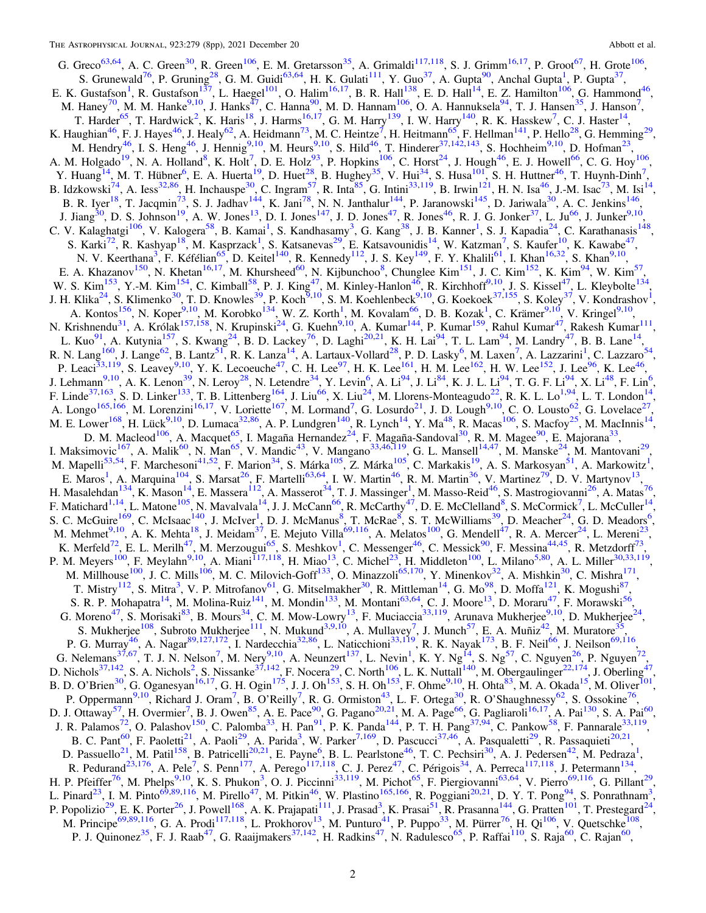G. Greco[63,64], A. C. Green[30], R. Green[106], E. M. Gretarsson[35], A. Grimaldi[117,118], S. J. Grimm[16,17], P. Groot[67], H. Grote[106], S. Grunewald[76], P. Gruning[28], G. M. Guidi[63,64], H. K. Gulati[111], Y. Guo[37], A. Gupta[90], Anchal Gupta[1], P. Gupta[37], E. K. Gustafson[1], R. Gustafson[137], L. Haegel[101], O. Halim[16,17], B. R. Hall[138], E. D. Hall[14], E. Z. Hamilton[106], G. Hammond[46], M. Haney[70], M. M. Hanke[9,10], J. Hanks[47], C. Hanna[90], M. D. Hannam[106], O. A. Hannuksela[94], T. J. Hansen[35], J. Hanson[7], T. Harder[65], T. Hardwick[2], K. Haris[18], J. Harms[16,17], G. M. Harry[139], I. W. Harry[140], R. K. Hasskew[7], C. J. Haster[14], K. Haughian[46], F. J. Hayes[46], J. Healy[62], A. Heidmann[73], M. C. Heintze[7], H. Heitmann[65], F. Hellman[141], P. Hello[28], G. Hemming[29], M. Hendry[46], I. S. Heng[46], J. Hennig[9,10], M. Heurs[9,10], S. Hild[46], T. Hinderer[37,142,143], S. Hochheim[9,10], D. Hofman[23], A. M. Holgado[19], N. A. Holland[8], K. Holt[7], D. E. Holz[93], P. Hopkins[106], C. Horst[24], J. Hough[46], E. J. Howell[66], C. G. Hoy[106], Y. Huang[14], M. T. Hübner[6], E. A. Huerta[19], D. Huet[28], B. Hughey[35], V. Hui[34], S. Husa[101], S. H. Huttner[46], T. Huynh-Dinh[7], B. Idzkowski[74], A. Iess[32,86], H. Inchauspe[30], C. Ingram[57], R. Inta[85], G. Intini[33,119], B. Irwin[121], H. N. Isa[46], J.-M. Isac[73], M. Isi[14], B. R. Iyer[18], T. Jacqmin[73], S. J. Jadhav[144], K. Jani[78], N. N. Janthalur[144], P. Jaranowski[145], D. Jariwala[30], A. C. Jenkins[146], J. Jiang[30], D. S. Johnson[19], A. W. Jones[13], D. I. Jones[147], J. D. Jones[47], R. Jones[46], R. J. G. Jonker[37], L. Ju[66], J. Junker[9,10], C. V. Kalaghatgi[106], V. Kalogera[58], B. Kamai[1], S. Kandhasamy[3], G. Kang[38], J. B. Kanner[1], S. J. Kapadia[24], C. Karathanasis[148], S. Karki[72], R. Kashyap[18], M. Kasprzack[1], S. Katsanevas[29], E. Katsavounidis[14], W. Katzman[7], S. Kaufer[10], K. Kawabe[47], N. V. Keerthana[3], F. Kéfélian[65], D. Keitel[140], R. Kennedy[112], J. S. Key[149], F. Y. Khalili[61], I. Khan[16,32], S. Khan[9,10], E. A. Khazanov[150], N. Khetan[16,17], M. Khursheed[60], N. Kijbunchoo[8], Chunglee Kim[151], J. C. Kim[152], K. Kim[94], W. Kim[57], W. S. Kim[153], Y.-M. Kim[154], C. Kimball[58], P. J. King[47], M. Kinley-Hanlon[46], R. Kirchhoff[9,10], J. S. Kissel[47], L. Kleybolte[134], J. H. Klika[24], S. Klimenko[30], T. D. Knowles[39], P. Koch[9,10], S. M. Koehlenbeck[9,10], G. Koekoek[37,155], S. Koley[37], V. Kondrashov[1], A. Kontos[156], N. Koper[9,10], M. Korobko[134], W. Z. Korth[1], M. Kovalam[66], D. B. Kozak[1], C. Krämer[9,10], V. Kringel[9,10], N. Krishnendu[31], A. Królak[157,158], N. Krupinski[24], G. Kuehn[9,10], A. Kumar[144], P. Kumar[159], Rahul Kumar[47], Rakesh Kumar[111], L. Kuo[91], A. Kutynia[157], S. Kwang[24], B. D. Lackey[76], D. Laghi[20,21], K. H. Lai[94], T. L. Lam[94], M. Landry[47], B. B. Lane[14], R. N. Lang[160], J. Lange[62], B. Lantz[51], R. K. Lanza[14], A. Lartaux-Vollard[28], P. D. Lasky[6], M. Laxen[7], A. Lazzarini[1], C. Lazzaro[54], P. Leaci[33,119], S. Leavey[9,10], Y. K. Lecoeuche[47], C. H. Lee[97], H. K. Lee[161], H. M. Lee[162], H. W. Lee[152], J. Lee[96], K. Lee[46], J. Lehmann[9,10], A. K. Lenon[39], N. Leroy[28], N. Letendre[34], Y. Levin[6], A. Li[94], J. Li[84], K. J. L. Li[94], T. G. F. Li[94], X. Li[48], F. Lin[6], F. Linde[37,163], S. D. Linker[133], T. B. Littenberg[164], J. Liu[66], X. Liu[24], M. Llorens-Monteagudo[22], R. K. L. Lo[1,94], L. T. London[14], A. Longo[165,166], M. Lorenzini[16,17], V. Loriette[167], M. Lormand[7], G. Losurdo[21], J. D. Lough[9,10], C. O. Lousto[62], G. Lovelace[27], M. E. Lower[168], H. Lück[9,10], D. Lumaca[32,86], A. P. Lundgren[140], R. Lynch[14], Y. Ma[48], R. Macas[106], S. Macfoy[25], M. MacInnis[14], D. M. Macleod[106], A. Macquet[65], I. Magaña Hernandez[24], F. Magaña-Sandoval[30], R. M. Magee[90], E. Majorana[33], I. Maksimovic[167], A. Malik[60], N. Man[65], V. Mandic[43], V. Mangano[33,46,119], G. L. Mansell[14,47], M. Manske[24], M. Mantovani[29], M. Mapelli[53,54], F. Marchesoni[41,52], F. Marion[34], S. Márka[105], Z. Márka[105], C. Markakis[19], A. S. Markosyan[51], A. Markowitz[1], E. Maros[1], A. Marquina[104], S. Marsat[26], F. Martelli[63,64], I. W. Martin[46], R. M. Martin[36], V. Martinez[79], D. V. Martynov[13], H. Masalehdan[134], K. Mason[14], E. Massera[112], A. Masserot[34], T. J. Massinger[1], M. Masso-Reid[46], S. Mastrogiovanni[26], A. Matas[76], F. Matichard[1,14], L. Matone[105], N. Mavalvala[14], J. J. McCann[66], R. McCarthy[47], D. E. McClelland[8], S. McCormick[7], L. McCuller[14], S. C. McGuire[169], C. McIsaac[140], J. McIver[1], D. J. McManus[8], T. McRae[8], S. T. McWilliams[39], D. Meacher[24], G. D. Meadors[6], M. Mehmet[9,10], A. K. Mehta[18], J. Meidam[37], E. Mejuto Villa[69,116], A. Melatos[100], G. Mendell[47], R. A. Mercer[24], L. Mereni[23], K. Merfeld[72], E. L. Merilh[47], M. Merzougui[65], S. Meshkov[1], C. Messenger[46], C. Messick[90], F. Messina[44,45], R. Metzdorff[73], P. M. Meyers[100], F. Meylahn[9,10], A. Miani[117,118], H. Miao[13], C. Michel[23], H. Middleton[100], L. Milano[5,80], A. L. Miller[30,33,119], M. Millhouse[100], J. C. Mills[106], M. C. Milovich-Goff[133], O. Minazzoli[65,170], Y. Minenkov[32], A. Mishkin[30], C. Mishra[171], T. Mistry[112], S. Mitra[3], V. P. Mitrofanov[61], G. Mitselmakher[30], R. Mittleman[14], G. Mo[98], D. Moffa[121], K. Mogushi[87], S. R. P. Mohapatra[14], M. Molina-Ruiz[141], M. Mondin[133], M. Montani[63,64], C. J. Moore[13], D. Moraru[47], F. Morawski[56], G. Moreno[47], S. Morisaki[83], B. Mours[34], C. M. Mow-Lowry[13], F. Muciaccia[33,119], Arunava Mukherjee[9,10], D. Mukherjee[24], S. Mukherjee[108], Subroto Mukherjee[111], N. Mukund[3,9,10], A. Mullavey[7], J. Munch[57], E. A. Muñiz[42], M. Muratore[35], P. G. Murray[46], A. Nagar[89,127,172], I. Nardecchia[32,86], L. Naticchioni[33,119], R. K. Nayak[173], B. F. Neil[66], J. Neilson[69,116], G. Nelemans[37,67], T. J. N. Nelson[7], M. Nery[9,10], A. Neunzert[137], L. Nevin[1], K. Y. Ng[14], S. Ng[57], C. Nguyen[26], P. Nguyen[72], D. Nichols[37,142], S. A. Nichols[2], S. Nissanke[37,142], F. Nocera[29], C. North[106], L. K. Nuttall[140], M. Obergaulinger[22,174], J. Oberling[47], B. D. O'Brien[30], G. Oganesyan[16,17], G. H. Ogin[175], J. J. Oh[153], S. H. Oh[153], F. Ohme[9,10], H. Ohta[83], M. A. Okada[15], M. Oliver[101], P. Oppermann[9,10], Richard J. Oram[7], B. O'Reilly[7], R. G. Ormiston[43], L. F. Ortega[30], R. O'Shaughnessy[62], S. Ossokine[76], D. J. Ottaway[57], H. Overmier[7], B. J. Owen[85], A. E. Pace[90], G. Pagano[20,21], M. A. Page[66], G. Pagliaroli[16,17], A. Pai[130], S. A. Pai[60], J. R. Palamos[72], O. Palashov[150], C. Palomba[33], H. Pan[91], P. K. Panda[144], P. T. H. Pang[37,94], C. Pankow[58], F. Pannarale[33,119], B. C. Pant[60], F. Paoletti[21], A. Paoli[29], A. Parida[3], W. Parker[7,169], D. Pascucci[37,46], A. Pasqualetti[29], R. Passaquieti[20,21], D. Passuello[21], M. Patil[158], B. Patricelli[20,21], E. Payne[6], B. L. Pearlstone[46], T. C. Pechsiri[30], A. J. Pedersen[42], M. Pedraza[1], R. Pedurand[23,176], A. Pele[7], S. Penn[177], A. Perego[117,118], C. J. Perez[47], C. Périgois[34], A. Perreca[117,118], J. Petermann[134], H. P. Pfeiffer[76], M. Phelps[9,10], K. S. Phukon[3], O. J. Piccinni[33,119], M. Pichot[65], F. Piergiovanni[63,64], V. Pierro[69,116], G. Pillant[29], L. Pinard[23], I. M. Pinto[69,89,116], M. Pirello[47], M. Pitkin[46], W. Plastino[165,166], R. Poggiani[20,21], D. Y. T. Pong[94], S. Ponrathnam[3], P. Popolizio[29], E. K. Porter[26], J. Powell[168], A. K. Prajapati[111], J. Prasad[3], K. Prasai[51], R. Prasanna[144], G. Pratten[101], T. Prestegard[24], M. Principe[69,89,116], G. A. Prodi[117,118], L. Prokhorov[13], M. Punturo[41], P. Puppo[33], M. Pürrer[76], H. Qi[106], V. Quetschke[108], P. J. Quinonez[35], F. J. Raab[47], G. Raaijmakers[37,142], H. Radkins[47], N. Radulesco[65], P. Raffai[110], S. Raja[60], C. Rajan[60],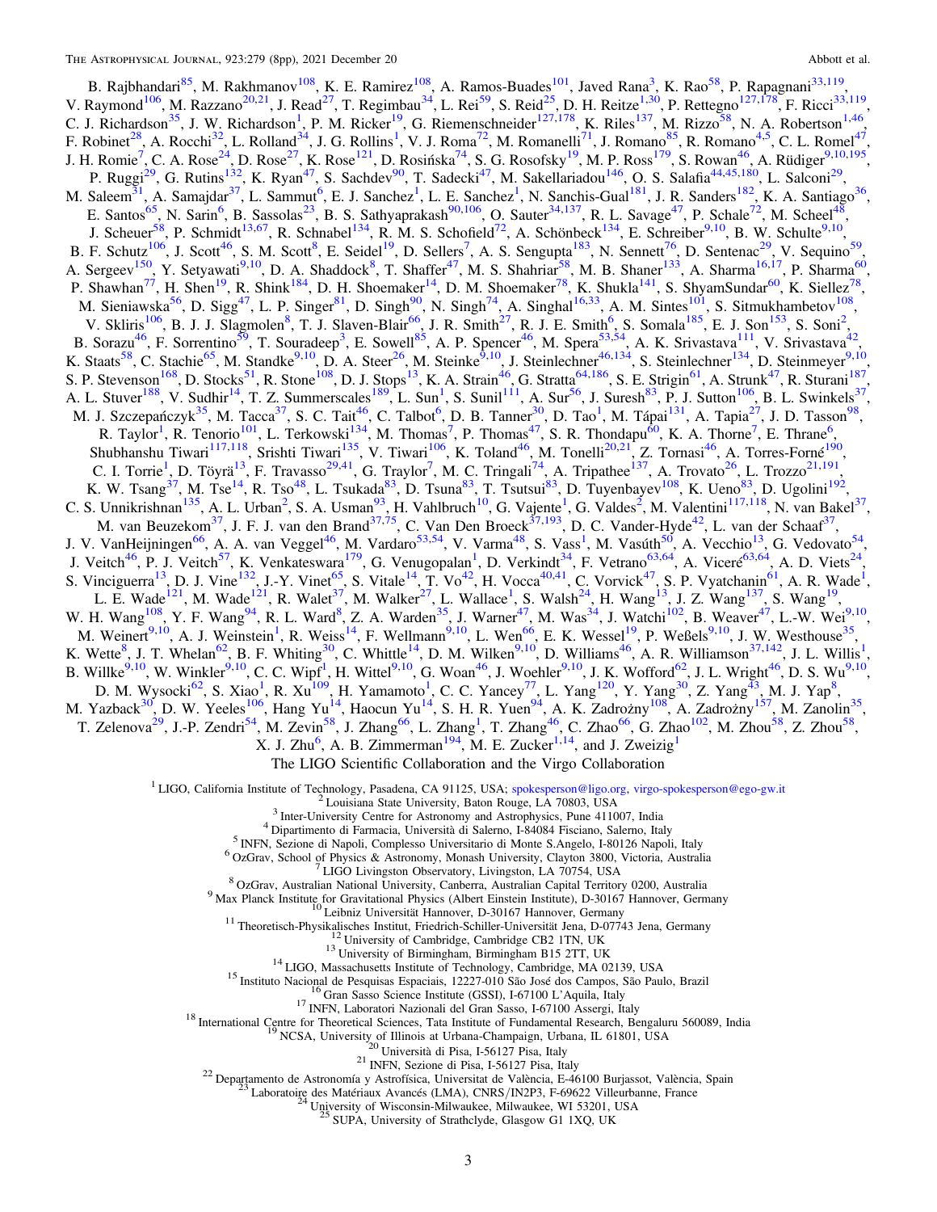B. Rajbhandari[85], M. Rakhmanov[108], K. E. Ramirez[108], A. Ramos-Buades[101], Javed Rana[3], K. Rao[58], P. Rapagnani[33,119], V. Raymond[106], M. Razzano[20,21], J. Read[27], T. Regimbau[34], L. Rei[59], S. Reid[25], D. H. Reitze[1,30], P. Rettegno[127,178], F. Ricci[33,119], C. J. Richardson[35], J. W. Richardson[1], P. M. Ricker[19], G. Riemenschneider[127,178], K. Riles[137], M. Rizzo[58], N. A. Robertson[1,46], F. Robinet[28], A. Rocchi[32], L. Rolland[34], J. G. Rollins[1], V. J. Roma[72], M. Romanelli[71], J. Romano[85], R. Romano[4,5], C. L. Romel[47], J. H. Romie[7], C. A. Rose[24], D. Rose[27], K. Rose[121], D. Rosińska[74], S. G. Rosofsky[19], M. P. Ross[179], S. Rowan[46], A. Rüdiger[9,10,195], P. Ruggi[29], G. Rutins[132], K. Ryan[47], S. Sachdev[90], T. Sadecki[47], M. Sakellariadou[146], O. S. Salafia[44,45,180], L. Salconi[29], M. Saleem[31], A. Samajdar[37], L. Sammut[6], E. J. Sanchez[1], L. E. Sanchez[1], N. Sanchis-Gual[181], J. R. Sanders[182], K. A. Santiago[36], E. Santos[65], N. Sarin[6], B. Sassolas[23], B. S. Sathyaprakash[90,106], O. Sauter[34,137], R. L. Savage[47], P. Schale[72], M. Scheel[48], J. Scheuer[58], P. Schmidt[13,67], R. Schnabel[134], R. M. S. Schofield[72], A. Schönbeck[134], E. Schreiber[9,10], B. W. Schulte[9,10], B. F. Schutz[106], J. Scott[46], S. M. Scott[8], E. Seidel[19], D. Sellers[7], A. S. Sengupta[183], N. Sennett[76], D. Sentenac[29], V. Sequino[59], A. Sergeev[150], Y. Setyawati[9,10], D. A. Shaddock[8], T. Shaffer[47], M. S. Shahriar[58], M. B. Shaner[133], A. Sharma[16,17], P. Sharma[60], P. Shawhan[77], H. Shen[19], R. Shink[184], D. H. Shoemaker[14], D. M. Shoemaker[78], K. Shukla[141], S. ShyamSundar[60], K. Siellez[78], M. Sieniawska[56], D. Sigg[47], L. P. Singer[81], D. Singh[90], N. Singh[74], A. Singhal[16,33], A. M. Sintes[101], S. Sitmukhambetov[108], V. Skliris[106], B. J. J. Slagmolen[8], T. J. Slaven-Blair[66], J. R. Smith[27], R. J. E. Smith[6], S. Somala[185], E. J. Son[153], S. Soni[2], B. Sorazu[46], F. Sorrentino[59], T. Souradeep[3], E. Sowell[85], A. P. Spencer[46], M. Spera[53,54], A. K. Srivastava[111], V. Srivastava[42], K. Staats[58], C. Stachie[65], M. Standke[9,10], D. A. Steer[26], M. Steinke[9,10], J. Steinlechner[46,134], S. Steinlechner[134], D. Steinmeyer[9,10], S. P. Stevenson[168], D. Stocks[51], R. Stone[108], D. J. Stops[13], K. A. Strain[46], G. Stratta[64,186], S. E. Strigin[61], A. Strunk[47], R. Sturani[187], A. L. Stuver[188], V. Sudhir[14], T. Z. Summerscales[189], L. Sun[1], S. Sunil[111], A. Sur[56], J. Suresh[83], P. J. Sutton[106], B. L. Swinkels[37], M. J. Szczepańczyk[35], M. Tacca[37], S. C. Tait[46], C. Talbot[6], D. B. Tanner[30], D. Tao[1], M. Tápai[131], A. Tapia[27], J. D. Tasson[98], R. Taylor[1], R. Tenorio[101], L. Terkowski[134], M. Thomas[7], P. Thomas[47], S. R. Thondapu[60], K. A. Thorne[7], E. Thrane[6], Shubhanshu Tiwari[117,118], Srishti Tiwari[135], V. Tiwari[106], K. Toland[46], M. Tonelli[20,21], Z. Tornasi[46], A. Torres-Forné[190], C. I. Torrie[1], D. Töyrä[13], F. Travasso[29,41], G. Traylor[7], M. C. Tringali[74], A. Tripathee[137], A. Trovato[26], L. Trozzo[21,191], K. W. Tsang[37], M. Tse[14], R. Tso[48], L. Tsukada[83], D. Tsuna[83], T. Tsutsui[83], D. Tuyenbayev[108], K. Ueno[83], D. Ugolini[192], C. S. Unnikrishnan[135], A. L. Urban[2], S. A. Usman[93], H. Vahlbruch[10], G. Vajente[1], G. Valdes[2], M. Valentini[117,118], N. van Bakel[37], M. van Beuzekom[37], J. F. J. van den Brand[37,75], C. Van Den Broeck[37,193], D. C. Vander-Hyde[42], L. van der Schaaf[37], J. V. VanHeijningen[66], A. A. van Veggel[46], M. Vardaro[53,54], V. Varma[48], S. Vass[1], M. Vasúth[50], A. Vecchio[13], G. Vedovato[54], J. Veitch[46], P. J. Veitch[57], K. Venkateswara[179], G. Venugopalan[1], D. Verkindt[34], F. Vetrano[63,64], A. Viceré[63,64], A. D. Viets[24], S. Vinciguerra[13], D. J. Vine[132], J.-Y. Vinet[65], S. Vitale[14], T. Vo[42], H. Vocca[40,41], C. Vorvick[47], S. P. Vyatchanin[61], A. R. Wade[1], L. E. Wade[121], M. Wade[121], R. Walet[37], M. Walker[27], L. Wallace[1], S. Walsh[24], H. Wang[13], J. Z. Wang[137], S. Wang[19], W. H. Wang[108], Y. F. Wang[94], R. L. Ward[8], Z. A. Warden[35], J. Warner[47], M. Was[34], J. Watchi[102], B. Weaver[47], L.-W. Wei[9,10], M. Weinert[9,10], A. J. Weinstein[1], R. Weiss[14], F. Wellmann[9,10], L. Wen[66], E. K. Wessel[19], P. Weßels[9,10], J. W. Westhouse[35], K. Wette[8], J. T. Whelan[62], B. F. Whiting[30], C. Whittle[14], D. M. Wilken[9,10], D. Williams[46], A. R. Williamson[37,142], J. L. Willis[1], B. Willke[9,10], W. Winkler[9,10], C. C. Wipf[1], H. Wittel[9,10], G. Woan[46], J. Woehler[9,10], J. K. Wofford[62], J. L. Wright[46], D. S. Wu[9,10], D. M. Wysocki[62], S. Xiao[1], R. Xu[109], H. Yamamoto[1], C. C. Yancey[77], L. Yang[120], Y. Yang[30], Z. Yang[43], M. J. Yap[8], M. Yazback[30], D. W. Yeeles[106], Hang Yu[14], Haocun Yu[14], S. H. R. Yuen[94], A. K. Zadrożny[108], A. Zadrożny[157], M. Zanolin[35], T. Zelenova[29], J.-P. Zendri[54], M. Zevin[58], J. Zhang[66], L. Zhang[1], T. Zhang[46], C. Zhao[66], G. Zhao[102], M. Zhou[58], Z. Zhou[58], X. J. Zhu[6], A. B. Zimmerman[194], M. E. Zucker[1,14], and J. Zweizig[1]

The LIGO Scientific Collaboration and the Virgo Collaboration

[1] LIGO, California Institute of Technology, Pasadena, CA 91125, USA; spokesperson@ligo.org, virgo-spokesperson@ego-gw.it
[2] Louisiana State University, Baton Rouge, LA 70803, USA
[3] Inter-University Centre for Astronomy and Astrophysics, Pune 411007, India
[4] Dipartimento di Farmacia, Università di Salerno, I-84084 Fisciano, Salerno, Italy
[5] INFN, Sezione di Napoli, Complesso Universitario di Monte S.Angelo, I-80126 Napoli, Italy
[6] OzGrav, School of Physics & Astronomy, Monash University, Clayton 3800, Victoria, Australia
[7] LIGO Livingston Observatory, Livingston, LA 70754, USA
[8] OzGrav, Australian National University, Canberra, Australian Capital Territory 0200, Australia
[9] Max Planck Institute for Gravitational Physics (Albert Einstein Institute), D-30167 Hannover, Germany
[10] Leibniz Universität Hannover, D-30167 Hannover, Germany
[11] Theoretisch-Physikalisches Institut, Friedrich-Schiller-Universität Jena, D-07743 Jena, Germany
[12] University of Cambridge, Cambridge CB2 1TN, UK
[13] University of Birmingham, Birmingham B15 2TT, UK
[14] LIGO, Massachusetts Institute of Technology, Cambridge, MA 02139, USA
[15] Instituto Nacional de Pesquisas Espaciais, 12227-010 São José dos Campos, São Paulo, Brazil
[16] Gran Sasso Science Institute (GSSI), I-67100 L'Aquila, Italy
[17] INFN, Laboratori Nazionali del Gran Sasso, I-67100 Assergi, Italy
[18] International Centre for Theoretical Sciences, Tata Institute of Fundamental Research, Bengaluru 560089, India
[19] NCSA, University of Illinois at Urbana-Champaign, Urbana, IL 61801, USA
[20] Università di Pisa, I-56127 Pisa, Italy
[21] INFN, Sezione di Pisa, I-56127 Pisa, Italy
[22] Departamento de Astronomía y Astrofísica, Universitat de València, E-46100 Burjassot, València, Spain
[23] Laboratoire des Matériaux Avancés (LMA), CNRS/IN2P3, F-69622 Villeurbanne, France
[24] University of Wisconsin-Milwaukee, Milwaukee, WI 53201, USA
[25] SUPA, University of Strathclyde, Glasgow G1 1XQ, UK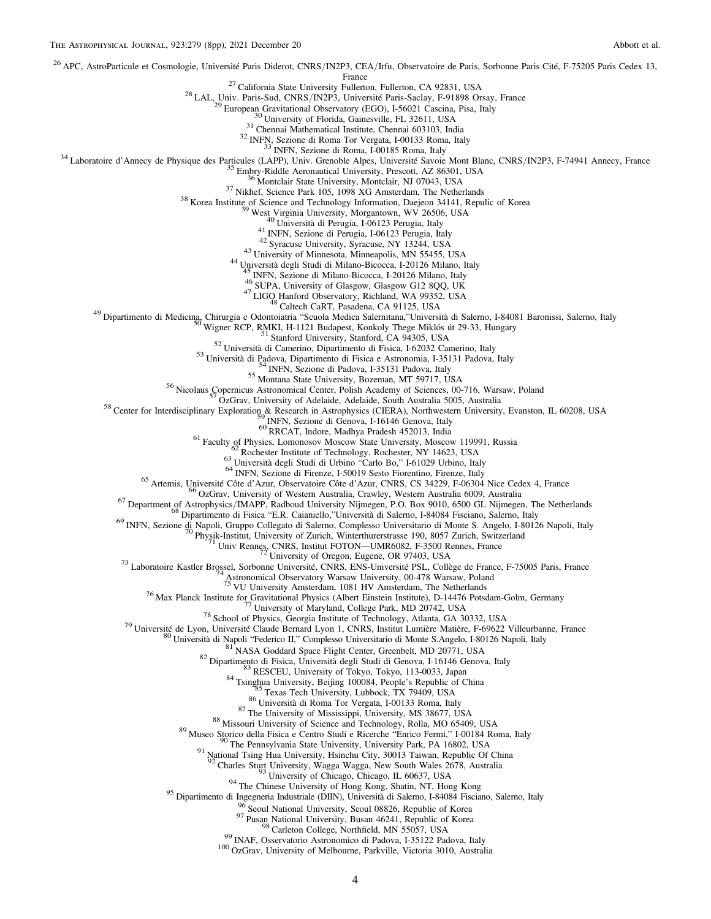[26] APC, AstroParticule et Cosmologie, Université Paris Diderot, CNRS/IN2P3, CEA/Irfu, Observatoire de Paris, Sorbonne Paris Cité, F-75205 Paris Cedex 13, France
[27] California State University Fullerton, Fullerton, CA 92831, USA
[28] LAL, Univ. Paris-Sud, CNRS/IN2P3, Université Paris-Saclay, F-91898 Orsay, France
[29] European Gravitational Observatory (EGO), I-56021 Cascina, Pisa, Italy
[30] University of Florida, Gainesville, FL 32611, USA
[31] Chennai Mathematical Institute, Chennai 603103, India
[32] INFN, Sezione di Roma Tor Vergata, I-00133 Roma, Italy
[33] INFN, Sezione di Roma, I-00185 Roma, Italy
[34] Laboratoire d'Annecy de Physique des Particules (LAPP), Univ. Grenoble Alpes, Université Savoie Mont Blanc, CNRS/IN2P3, F-74941 Annecy, France
[35] Embry-Riddle Aeronautical University, Prescott, AZ 86301, USA
[36] Montclair State University, Montclair, NJ 07043, USA
[37] Nikhef, Science Park 105, 1098 XG Amsterdam, The Netherlands
[38] Korea Institute of Science and Technology Information, Daejeon 34141, Repulic of Korea
[39] West Virginia University, Morgantown, WV 26506, USA
[40] Università di Perugia, I-06123 Perugia, Italy
[41] INFN, Sezione di Perugia, I-06123 Perugia, Italy
[42] Syracuse University, Syracuse, NY 13244, USA
[43] University of Minnesota, Minneapolis, MN 55455, USA
[44] Università degli Studi di Milano-Bicocca, I-20126 Milano, Italy
[45] INFN, Sezione di Milano-Bicocca, I-20126 Milano, Italy
[46] SUPA, University of Glasgow, Glasgow G12 8QQ, UK
[47] LIGO Hanford Observatory, Richland, WA 99352, USA
[48] Caltech CaRT, Pasadena, CA 91125, USA
[49] Dipartimento di Medicina, Chirurgia e Odontoiatria "Scuola Medica Salernitana,"Università di Salerno, I-84081 Baronissi, Salerno, Italy
[50] Wigner RCP, RMKI, H-1121 Budapest, Konkoly Thege Miklós út 29-33, Hungary
[51] Stanford University, Stanford, CA 94305, USA
[52] Università di Camerino, Dipartimento di Fisica, I-62032 Camerino, Italy
[53] Università di Padova, Dipartimento di Fisica e Astronomia, I-35131 Padova, Italy
[54] INFN, Sezione di Padova, I-35131 Padova, Italy
[55] Montana State University, Bozeman, MT 59717, USA
[56] Nicolaus Copernicus Astronomical Center, Polish Academy of Sciences, 00-716, Warsaw, Poland
[57] OzGrav, University of Adelaide, Adelaide, South Australia 5005, Australia
[58] Center for Interdisciplinary Exploration & Research in Astrophysics (CIERA), Northwestern University, Evanston, IL 60208, USA
[59] INFN, Sezione di Genova, I-16146 Genova, Italy
[60] RRCAT, Indore, Madhya Pradesh 452013, India
[61] Faculty of Physics, Lomonosov Moscow State University, Moscow 119991, Russia
[62] Rochester Institute of Technology, Rochester, NY 14623, USA
[63] Università degli Studi di Urbino "Carlo Bo," I-61029 Urbino, Italy
[64] INFN, Sezione di Firenze, I-50019 Sesto Fiorentino, Firenze, Italy
[65] Artemis, Université Côte d'Azur, Observatoire Côte d'Azur, CNRS, CS 34229, F-06304 Nice Cedex 4, France
[66] OzGrav, University of Western Australia, Crawley, Western Australia 6009, Australia
[67] Department of Astrophysics/IMAPP, Radboud University Nijmegen, P.O. Box 9010, 6500 GL Nijmegen, The Netherlands
[68] Dipartimento di Fisica "E.R. Caianiello,"Università di Salerno, I-84084 Fisciano, Salerno, Italy
[69] INFN, Sezione di Napoli, Gruppo Collegato di Salerno, Complesso Universitario di Monte S. Angelo, I-80126 Napoli, Italy
[70] Physik-Institut, University of Zurich, Winterthurerstrasse 190, 8057 Zurich, Switzerland
[71] Univ Rennes, CNRS, Institut FOTON—UMR6082, F-3500 Rennes, France
[72] University of Oregon, Eugene, OR 97403, USA
[73] Laboratoire Kastler Brossel, Sorbonne Université, CNRS, ENS-Université PSL, Collège de France, F-75005 Paris, France
[74] Astronomical Observatory Warsaw University, 00-478 Warsaw, Poland
[75] VU University Amsterdam, 1081 HV Amsterdam, The Netherlands
[76] Max Planck Institute for Gravitational Physics (Albert Einstein Institute), D-14476 Potsdam-Golm, Germany
[77] University of Maryland, College Park, MD 20742, USA
[78] School of Physics, Georgia Institute of Technology, Atlanta, GA 30332, USA
[79] Université de Lyon, Université Claude Bernard Lyon 1, CNRS, Institut Lumière Matière, F-69622 Villeurbanne, France
[80] Università di Napoli "Federico II," Complesso Universitario di Monte S.Angelo, I-80126 Napoli, Italy
[81] NASA Goddard Space Flight Center, Greenbelt, MD 20771, USA
[82] Dipartimento di Fisica, Università degli Studi di Genova, I-16146 Genova, Italy
[83] RESCEU, University of Tokyo, Tokyo, 113-0033, Japan
[84] Tsinghua University, Beijing 100084, People's Republic of China
[85] Texas Tech University, Lubbock, TX 79409, USA
[86] Università di Roma Tor Vergata, I-00133 Roma, Italy
[87] The University of Mississippi, University, MS 38677, USA
[88] Missouri University of Science and Technology, Rolla, MO 65409, USA
[89] Museo Storico della Fisica e Centro Studi e Ricerche "Enrico Fermi," I-00184 Roma, Italy
[90] The Pennsylvania State University, University Park, PA 16802, USA
[91] National Tsing Hua University, Hsinchu City, 30013 Taiwan, Republic Of China
[92] Charles Sturt University, Wagga Wagga, New South Wales 2678, Australia
[93] University of Chicago, Chicago, IL 60637, USA
[94] The Chinese University of Hong Kong, Shatin, NT, Hong Kong
[95] Dipartimento di Ingegneria Industriale (DIIN), Università di Salerno, I-84084 Fisciano, Salerno, Italy
[96] Seoul National University, Seoul 08826, Republic of Korea
[97] Pusan National University, Busan 46241, Republic of Korea
[98] Carleton College, Northfield, MN 55057, USA
[99] INAF, Osservatorio Astronomico di Padova, I-35122 Padova, Italy
[100] OzGrav, University of Melbourne, Parkville, Victoria 3010, Australia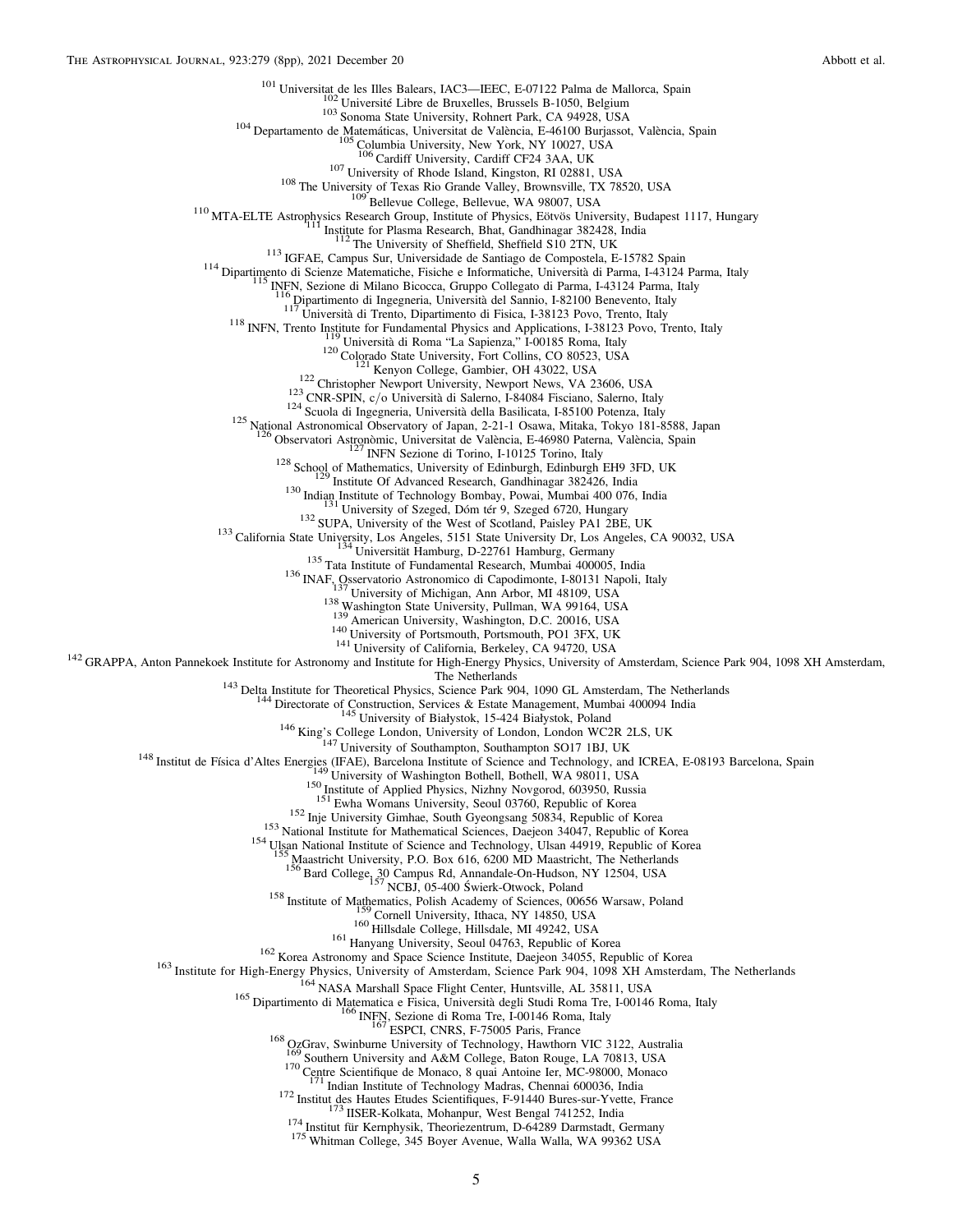[101] Universitat de les Illes Balears, IAC3—IEEC, E-07122 Palma de Mallorca, Spain
[102] Université Libre de Bruxelles, Brussels B-1050, Belgium
[103] Sonoma State University, Rohnert Park, CA 94928, USA
[104] Departamento de Matemáticas, Universitat de València, E-46100 Burjassot, València, Spain
[105] Columbia University, New York, NY 10027, USA
[106] Cardiff University, Cardiff CF24 3AA, UK
[107] University of Rhode Island, Kingston, RI 02881, USA
[108] The University of Texas Rio Grande Valley, Brownsville, TX 78520, USA
[109] Bellevue College, Bellevue, WA 98007, USA
[110] MTA-ELTE Astrophysics Research Group, Institute of Physics, Eötvös University, Budapest 1117, Hungary
[111] Institute for Plasma Research, Bhat, Gandhinagar 382428, India
[112] The University of Sheffield, Sheffield S10 2TN, UK
[113] IGFAE, Campus Sur, Universidade de Santiago de Compostela, E-15782 Spain
[114] Dipartimento di Scienze Matematiche, Fisiche e Informatiche, Università di Parma, I-43124 Parma, Italy
[115] INFN, Sezione di Milano Bicocca, Gruppo Collegato di Parma, I-43124 Parma, Italy
[116] Dipartimento di Ingegneria, Università del Sannio, I-82100 Benevento, Italy
[117] Università di Trento, Dipartimento di Fisica, I-38123 Povo, Trento, Italy
[118] INFN, Trento Institute for Fundamental Physics and Applications, I-38123 Povo, Trento, Italy
[119] Università di Roma "La Sapienza," I-00185 Roma, Italy
[120] Colorado State University, Fort Collins, CO 80523, USA
[121] Kenyon College, Gambier, OH 43022, USA
[122] Christopher Newport University, Newport News, VA 23606, USA
[123] CNR-SPIN, c/o Università di Salerno, I-84084 Fisciano, Salerno, Italy
[124] Scuola di Ingegneria, Università della Basilicata, I-85100 Potenza, Italy
[125] National Astronomical Observatory of Japan, 2-21-1 Osawa, Mitaka, Tokyo 181-8588, Japan
[126] Observatori Astronòmic, Universitat de València, E-46980 Paterna, València, Spain
[127] INFN Sezione di Torino, I-10125 Torino, Italy
[128] School of Mathematics, University of Edinburgh, Edinburgh EH9 3FD, UK
[129] Institute Of Advanced Research, Gandhinagar 382426, India
[130] Indian Institute of Technology Bombay, Powai, Mumbai 400 076, India
[131] University of Szeged, Dóm tér 9, Szeged 6720, Hungary
[132] SUPA, University of the West of Scotland, Paisley PA1 2BE, UK
[133] California State University, Los Angeles, 5151 State University Dr, Los Angeles, CA 90032, USA
[134] Universität Hamburg, D-22761 Hamburg, Germany
[135] Tata Institute of Fundamental Research, Mumbai 400005, India
[136] INAF, Osservatorio Astronomico di Capodimonte, I-80131 Napoli, Italy
[137] University of Michigan, Ann Arbor, MI 48109, USA
[138] Washington State University, Pullman, WA 99164, USA
[139] American University, Washington, D.C. 20016, USA
[140] University of Portsmouth, Portsmouth, PO1 3FX, UK
[141] University of California, Berkeley, CA 94720, USA
[142] GRAPPA, Anton Pannekoek Institute for Astronomy and Institute for High-Energy Physics, University of Amsterdam, Science Park 904, 1098 XH Amsterdam, The Netherlands
[143] Delta Institute for Theoretical Physics, Science Park 904, 1090 GL Amsterdam, The Netherlands
[144] Directorate of Construction, Services & Estate Management, Mumbai 400094 India
[145] University of Białystok, 15-424 Białystok, Poland
[146] King's College London, University of London, London WC2R 2LS, UK
[147] University of Southampton, Southampton SO17 1BJ, UK
[148] Institut de Física d'Altes Energies (IFAE), Barcelona Institute of Science and Technology, and ICREA, E-08193 Barcelona, Spain
[149] University of Washington Bothell, Bothell, WA 98011, USA
[150] Institute of Applied Physics, Nizhny Novgorod, 603950, Russia
[151] Ewha Womans University, Seoul 03760, Republic of Korea
[152] Inje University Gimhae, South Gyeongsang 50834, Republic of Korea
[153] National Institute for Mathematical Sciences, Daejeon 34047, Republic of Korea
[154] Ulsan National Institute of Science and Technology, Ulsan 44919, Republic of Korea
[155] Maastricht University, P.O. Box 616, 6200 MD Maastricht, The Netherlands
[156] Bard College, 30 Campus Rd, Annandale-On-Hudson, NY 12504, USA
[157] NCBJ, 05-400 Świerk-Otwock, Poland
[158] Institute of Mathematics, Polish Academy of Sciences, 00656 Warsaw, Poland
[159] Cornell University, Ithaca, NY 14850, USA
[160] Hillsdale College, Hillsdale, MI 49242, USA
[161] Hanyang University, Seoul 04763, Republic of Korea
[162] Korea Astronomy and Space Science Institute, Daejeon 34055, Republic of Korea
[163] Institute for High-Energy Physics, University of Amsterdam, Science Park 904, 1098 XH Amsterdam, The Netherlands
[164] NASA Marshall Space Flight Center, Huntsville, AL 35811, USA
[165] Dipartimento di Matematica e Fisica, Università degli Studi Roma Tre, I-00146 Roma, Italy
[166] INFN, Sezione di Roma Tre, I-00146 Roma, Italy
[167] ESPCI, CNRS, F-75005 Paris, France
[168] OzGrav, Swinburne University of Technology, Hawthorn VIC 3122, Australia
[169] Southern University and A&M College, Baton Rouge, LA 70813, USA
[170] Centre Scientifique de Monaco, 8 quai Antoine Ier, MC-98000, Monaco
[171] Indian Institute of Technology Madras, Chennai 600036, India
[172] Institut des Hautes Etudes Scientifiques, F-91440 Bures-sur-Yvette, France
[173] IISER-Kolkata, Mohanpur, West Bengal 741252, India
[174] Institut für Kernphysik, Theoriezentrum, D-64289 Darmstadt, Germany
[175] Whitman College, 345 Boyer Avenue, Walla Walla, WA 99362 USA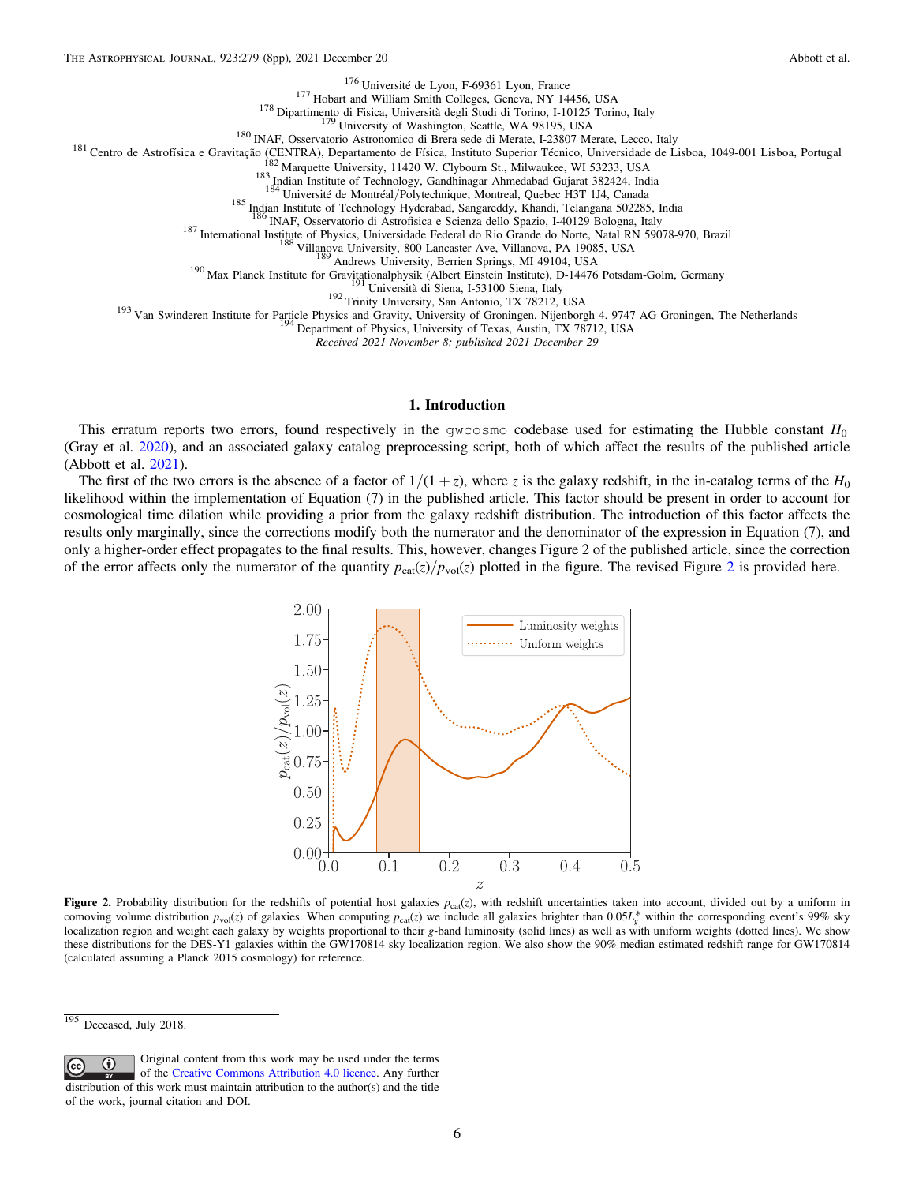[176] Université de Lyon, F-69361 Lyon, France
[177] Hobart and William Smith Colleges, Geneva, NY 14456, USA
[178] Dipartimento di Fisica, Università degli Studi di Torino, I-10125 Torino, Italy
[179] University of Washington, Seattle, WA 98195, USA
[180] INAF, Osservatorio Astronomico di Brera sede di Merate, I-23807 Merate, Lecco, Italy
[181] Centro de Astrofísica e Gravitação (CENTRA), Departamento de Física, Instituto Superior Técnico, Universidade de Lisboa, 1049-001 Lisboa, Portugal
[182] Marquette University, 11420 W. Clybourn St., Milwaukee, WI 53233, USA
[183] Indian Institute of Technology, Gandhinagar Ahmedabad Gujarat 382424, India
[184] Université de Montréal/Polytechnique, Montreal, Quebec H3T 1J4, Canada
[185] Indian Institute of Technology Hyderabad, Sangareddy, Khandi, Telangana 502285, India
[186] INAF, Osservatorio di Astrofisica e Scienza dello Spazio, I-40129 Bologna, Italy
[187] International Institute of Physics, Universidade Federal do Rio Grande do Norte, Natal RN 59078-970, Brazil
[188] Villanova University, 800 Lancaster Ave, Villanova, PA 19085, USA
[189] Andrews University, Berrien Springs, MI 49104, USA
[190] Max Planck Institute for Gravitationalphysik (Albert Einstein Institute), D-14476 Potsdam-Golm, Germany
[191] Università di Siena, I-53100 Siena, Italy
[192] Trinity University, San Antonio, TX 78212, USA
[193] Van Swinderen Institute for Particle Physics and Gravity, University of Groningen, Nijenborgh 4, 9747 AG Groningen, The Netherlands
[194] Department of Physics, University of Texas, Austin, TX 78712, USA

*Received 2021 November 8; published 2021 December 29*

## 1. Introduction

This erratum reports two errors, found respectively in the gwcosmo codebase used for estimating the Hubble constant $H_0$ (Gray et al. 2020), and an associated galaxy catalog preprocessing script, both of which affect the results of the published article (Abbott et al. 2021).

The first of the two errors is the absence of a factor of $1/(1 + z)$, where $z$ is the galaxy redshift, in the in-catalog terms of the $H_0$ likelihood within the implementation of Equation (7) in the published article. This factor should be present in order to account for cosmological time dilation while providing a prior from the galaxy redshift distribution. The introduction of this factor affects the results only marginally, since the corrections modify both the numerator and the denominator of the expression in Equation (7), and only a higher-order effect propagates to the final results. This, however, changes Figure 2 of the published article, since the correction of the error affects only the numerator of the quantity $p_{\rm cat}(z)/p_{\rm vol}(z)$ plotted in the figure. The revised Figure 2 is provided here.

**Figure 2.** Probability distribution for the redshifts of potential host galaxies $p_{\rm cat}(z)$, with redshift uncertainties taken into account, divided out by a uniform in comoving volume distribution $p_{\rm vol}(z)$ of galaxies. When computing $p_{\rm cat}(z)$ we include all galaxies brighter than $0.05L_g^*$ within the corresponding event's 99% sky localization region and weight each galaxy by weights proportional to their $g$-band luminosity (solid lines) as well as with uniform weights (dotted lines). We show these distributions for the DES-Y1 galaxies within the GW170814 sky localization region. We also show the 90% median estimated redshift range for GW170814 (calculated assuming a Planck 2015 cosmology) for reference.

[195] Deceased, July 2018.

Original content from this work may be used under the terms of the Creative Commons Attribution 4.0 licence. Any further distribution of this work must maintain attribution to the author(s) and the title of the work, journal citation and DOI.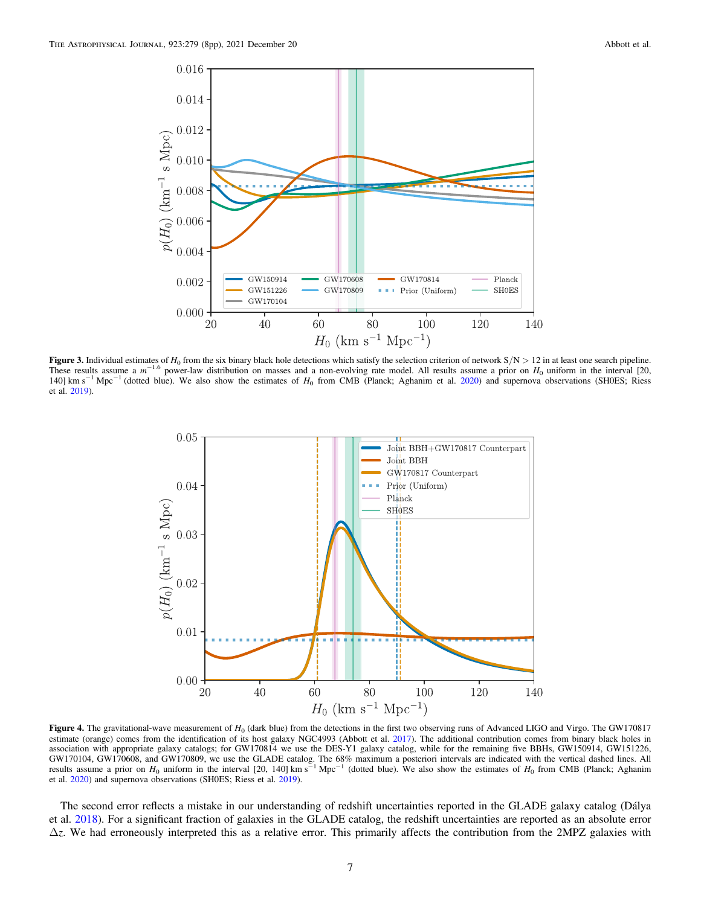**Figure 3.** Individual estimates of $H_0$ from the six binary black hole detections which satisfy the selection criterion of network S/N > 12 in at least one search pipeline. These results assume a $m^{-1.6}$ power-law distribution on masses and a non-evolving rate model. All results assume a prior on $H_0$ uniform in the interval [20, 140] km s$^{-1}$ Mpc$^{-1}$ (dotted blue). We also show the estimates of $H_0$ from CMB (Planck; Aghanim et al. 2020) and supernova observations (SH0ES; Riess et al. 2019).

**Figure 4.** The gravitational-wave measurement of $H_0$ (dark blue) from the detections in the first two observing runs of Advanced LIGO and Virgo. The GW170817 estimate (orange) comes from the identification of its host galaxy NGC4993 (Abbott et al. 2017). The additional contribution comes from binary black holes in association with appropriate galaxy catalogs; for GW170814 we use the DES-Y1 galaxy catalog, while for the remaining five BBHs, GW150914, GW151226, GW170104, GW170608, and GW170809, we use the GLADE catalog. The 68% maximum a posteriori intervals are indicated with the vertical dashed lines. All results assume a prior on $H_0$ uniform in the interval [20, 140] km s$^{-1}$ Mpc$^{-1}$ (dotted blue). We also show the estimates of $H_0$ from CMB (Planck; Aghanim et al. 2020) and supernova observations (SH0ES; Riess et al. 2019).

The second error reflects a mistake in our understanding of redshift uncertainties reported in the GLADE galaxy catalog (Dálya et al. 2018). For a significant fraction of galaxies in the GLADE catalog, the redshift uncertainties are reported as an absolute error $\Delta z$. We had erroneously interpreted this as a relative error. This primarily affects the contribution from the 2MPZ galaxies with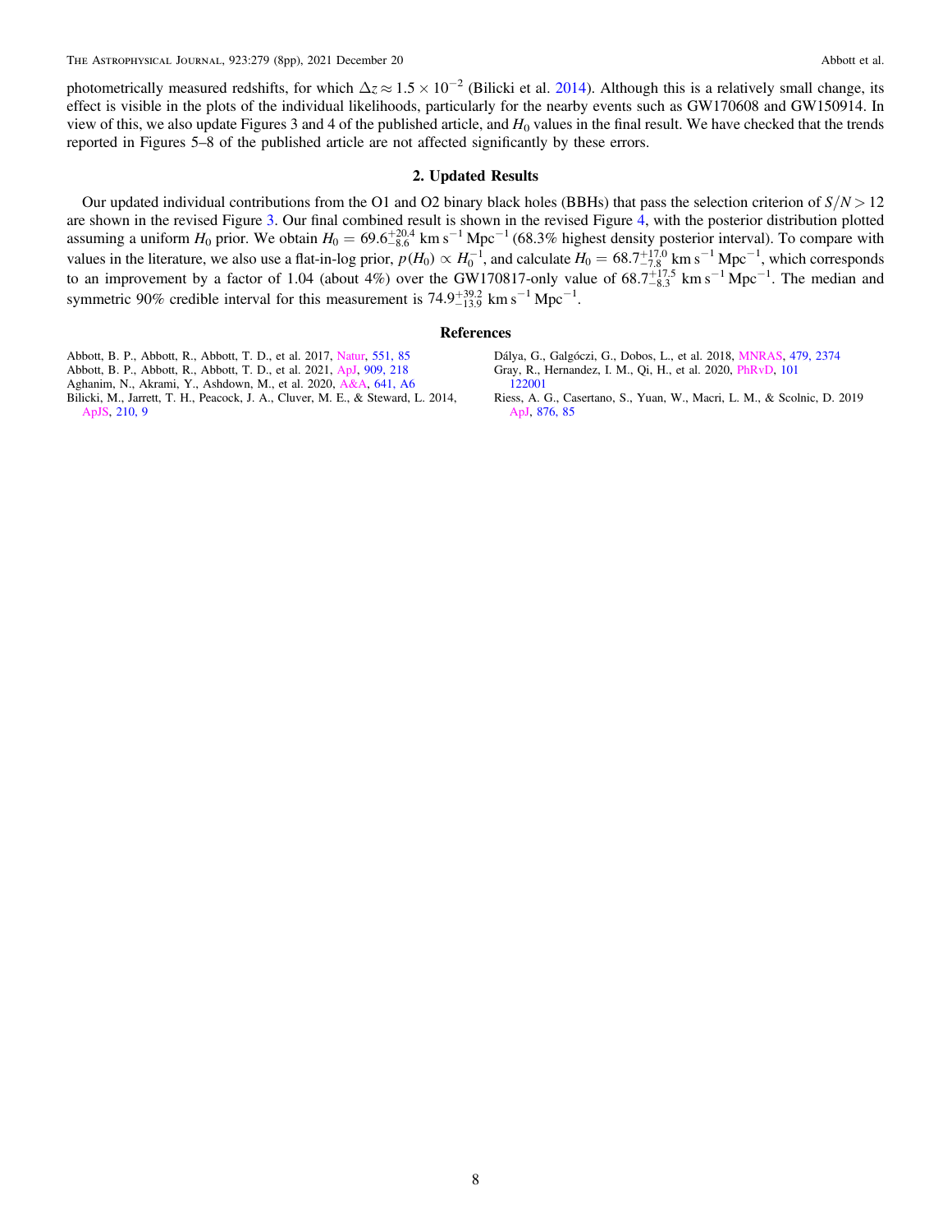photometrically measured redshifts, for which $\Delta z \approx 1.5 \times 10^{-2}$ (Bilicki et al. 2014). Although this is a relatively small change, its effect is visible in the plots of the individual likelihoods, particularly for the nearby events such as GW170608 and GW150914. In view of this, we also update Figures 3 and 4 of the published article, and $H_0$ values in the final result. We have checked that the trends reported in Figures 5–8 of the published article are not affected significantly by these errors.

## 2. Updated Results

Our updated individual contributions from the O1 and O2 binary black holes (BBHs) that pass the selection criterion of $S/N > 12$ are shown in the revised Figure 3. Our final combined result is shown in the revised Figure 4, with the posterior distribution plotted assuming a uniform $H_0$ prior. We obtain $H_0 = 69.6^{+20.4}_{-8.6}$ km s$^{-1}$ Mpc$^{-1}$ (68.3% highest density posterior interval). To compare with values in the literature, we also use a flat-in-log prior, $p(H_0) \propto H_0^{-1}$, and calculate $H_0 = 68.7^{+17.0}_{-7.8}$ km s$^{-1}$ Mpc$^{-1}$, which corresponds to an improvement by a factor of 1.04 (about 4%) over the GW170817-only value of $68.7^{+17.5}_{-8.3}$ km s$^{-1}$ Mpc$^{-1}$. The median and symmetric 90% credible interval for this measurement is $74.9^{+39.2}_{-13.9}$ km s$^{-1}$ Mpc$^{-1}$.

## References

Abbott, B. P., Abbott, R., Abbott, T. D., et al. 2017, Natur, 551, 85

Abbott, B. P., Abbott, R., Abbott, T. D., et al. 2021, ApJ, 909, 218

Aghanim, N., Akrami, Y., Ashdown, M., et al. 2020, A&A, 641, A6

Bilicki, M., Jarrett, T. H., Peacock, J. A., Cluver, M. E., & Steward, L. 2014, ApJS, 210, 9

Dálya, G., Galgóczi, G., Dobos, L., et al. 2018, MNRAS, 479, 2374

Gray, R., Hernandez, I. M., Qi, H., et al. 2020, PhRvD, 101 122001

Riess, A. G., Casertano, S., Yuan, W., Macri, L. M., & Scolnic, D. 2019 ApJ, 876, 85